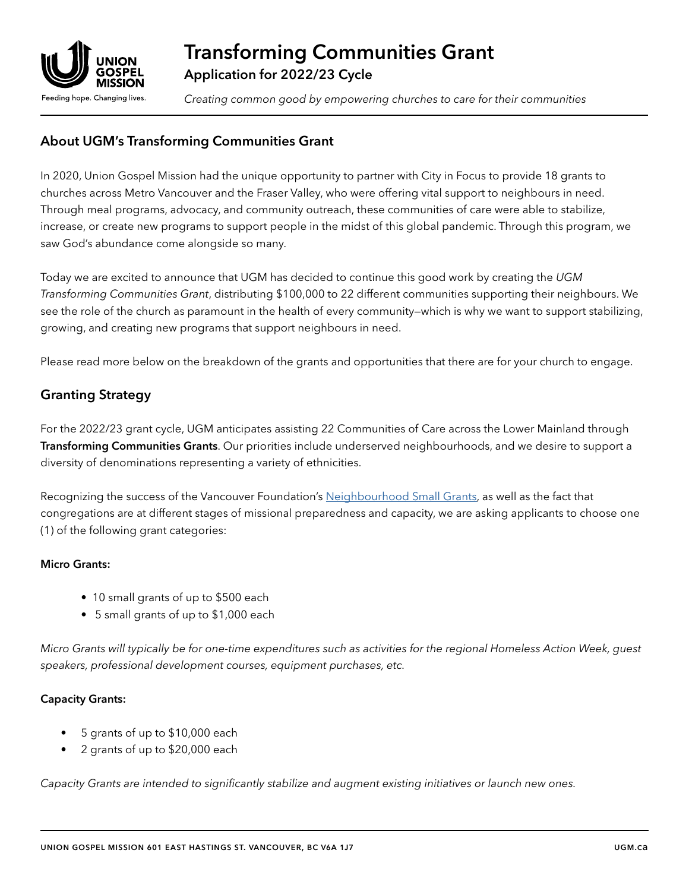# Transforming Communities Grant

## Application for 2022/23 Cycle

*Creating common good by empowering churches to care for their communities*

## About UGM's Transforming Communities Grant

In 2020, Union Gospel Mission had the unique opportunity to partner with City in Focus to provide 18 grants to churches across Metro Vancouver and the Fraser Valley, who were offering vital support to neighbours in need. Through meal programs, advocacy, and community outreach, these communities of care were able to stabilize, increase, or create new programs to support people in the midst of this global pandemic. Through this program, we saw God's abundance come alongside so many.

Today we are excited to announce that UGM has decided to continue this good work by creating the *UGM Transforming Communities Grant*, distributing $100,000 to 22 different communities supporting their neighbours. We see the role of the church as paramount in the health of every community—which is why we want to support stabilizing, growing, and creating new programs that support neighbours in need.

Please read more below on the breakdown of the grants and opportunities that there are for your church to engage.

## Granting Strategy

For the 2022/23 grant cycle, UGM anticipates assisting 22 Communities of Care across the Lower Mainland through **Transforming Communities Grants**. Our priorities include underserved neighbourhoods, and we desire to support a diversity of denominations representing a variety of ethnicities.

Recognizing the success of the Vancouver Foundation's Neighbourhood Small Grants, as well as the fact that congregations are at different stages of missional preparedness and capacity, we are asking applicants to choose one (1) of the following grant categories:

**Micro Grants:**

- 10 small grants of up to $500 each
- 5 small grants of up to $1,000 each

*Micro Grants will typically be for one-time expenditures such as activities for the regional Homeless Action Week, guest speakers, professional development courses, equipment purchases, etc.*

**Capacity Grants:**

- 5 grants of up to $10,000 each
- 2 grants of up to $20,000 each

*Capacity Grants are intended to significantly stabilize and augment existing initiatives or launch new ones.*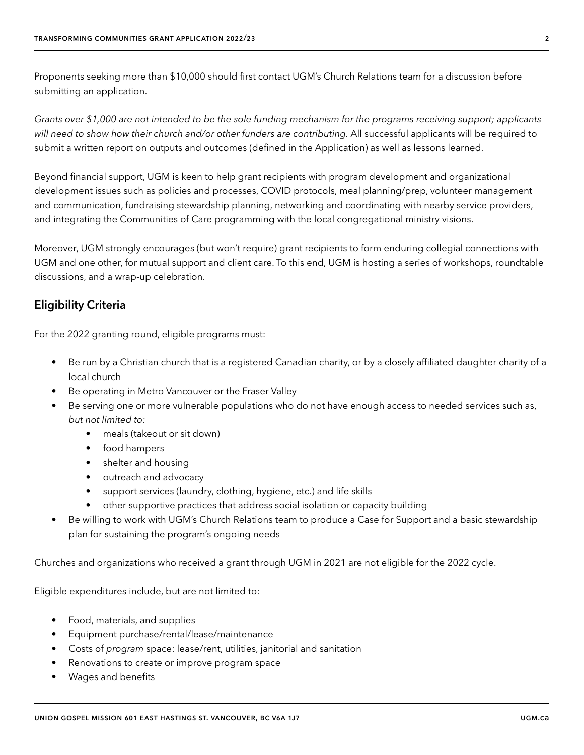Proponents seeking more than $10,000 should first contact UGM's Church Relations team for a discussion before submitting an application.

*Grants over $1,000 are not intended to be the sole funding mechanism for the programs receiving support; applicants will need to show how their church and/or other funders are contributing.* All successful applicants will be required to submit a written report on outputs and outcomes (defined in the Application) as well as lessons learned.

Beyond financial support, UGM is keen to help grant recipients with program development and organizational development issues such as policies and processes, COVID protocols, meal planning/prep, volunteer management and communication, fundraising stewardship planning, networking and coordinating with nearby service providers, and integrating the Communities of Care programming with the local congregational ministry visions.

Moreover, UGM strongly encourages (but won't require) grant recipients to form enduring collegial connections with UGM and one other, for mutual support and client care. To this end, UGM is hosting a series of workshops, roundtable discussions, and a wrap-up celebration.

## Eligibility Criteria

For the 2022 granting round, eligible programs must:

- Be run by a Christian church that is a registered Canadian charity, or by a closely affiliated daughter charity of a local church
- Be operating in Metro Vancouver or the Fraser Valley
- Be serving one or more vulnerable populations who do not have enough access to needed services such as, *but not limited to:*
    - meals (takeout or sit down)
    - food hampers
    - shelter and housing
    - outreach and advocacy
    - support services (laundry, clothing, hygiene, etc.) and life skills
    - other supportive practices that address social isolation or capacity building
- Be willing to work with UGM's Church Relations team to produce a Case for Support and a basic stewardship plan for sustaining the program's ongoing needs

Churches and organizations who received a grant through UGM in 2021 are not eligible for the 2022 cycle.

Eligible expenditures include, but are not limited to:

- Food, materials, and supplies
- Equipment purchase/rental/lease/maintenance
- Costs of *program* space: lease/rent, utilities, janitorial and sanitation
- Renovations to create or improve program space
- Wages and benefits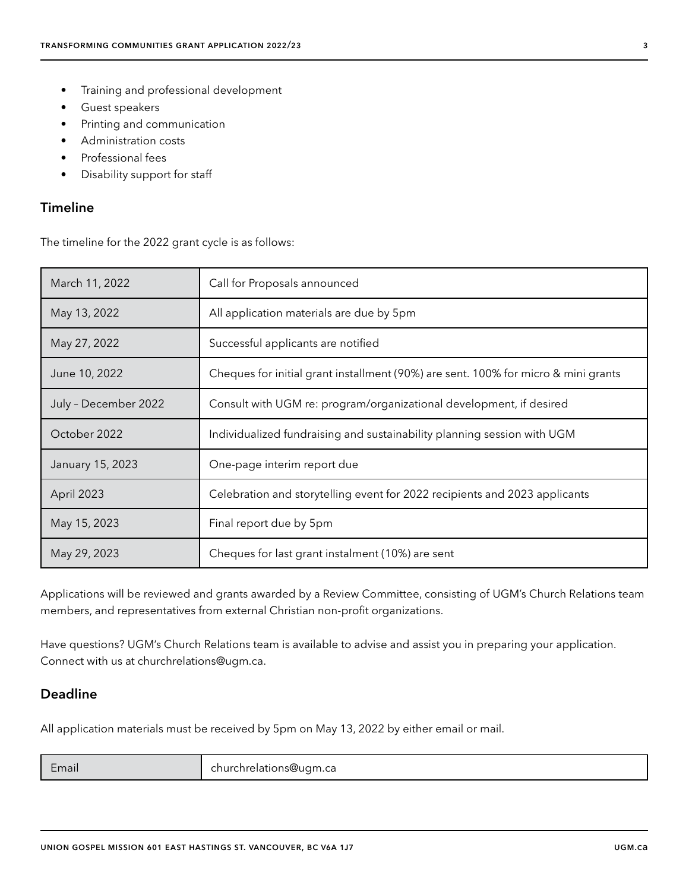- Training and professional development
- Guest speakers
- Printing and communication
- Administration costs
- Professional fees
- Disability support for staff

## Timeline

The timeline for the 2022 grant cycle is as follows:

| | |
|---|---|
| March 11, 2022 | Call for Proposals announced |
| May 13, 2022 | All application materials are due by 5pm |
| May 27, 2022 | Successful applicants are notified |
| June 10, 2022 | Cheques for initial grant installment (90%) are sent. 100% for micro & mini grants |
| July – December 2022 | Consult with UGM re: program/organizational development, if desired |
| October 2022 | Individualized fundraising and sustainability planning session with UGM |
| January 15, 2023 | One-page interim report due |
| April 2023 | Celebration and storytelling event for 2022 recipients and 2023 applicants |
| May 15, 2023 | Final report due by 5pm |
| May 29, 2023 | Cheques for last grant instalment (10%) are sent |

Applications will be reviewed and grants awarded by a Review Committee, consisting of UGM's Church Relations team members, and representatives from external Christian non-profit organizations.

Have questions? UGM's Church Relations team is available to advise and assist you in preparing your application. Connect with us at churchrelations@ugm.ca.

## Deadline

All application materials must be received by 5pm on May 13, 2022 by either email or mail.

| | |
|---|---|
| Email | churchrelations@ugm.ca |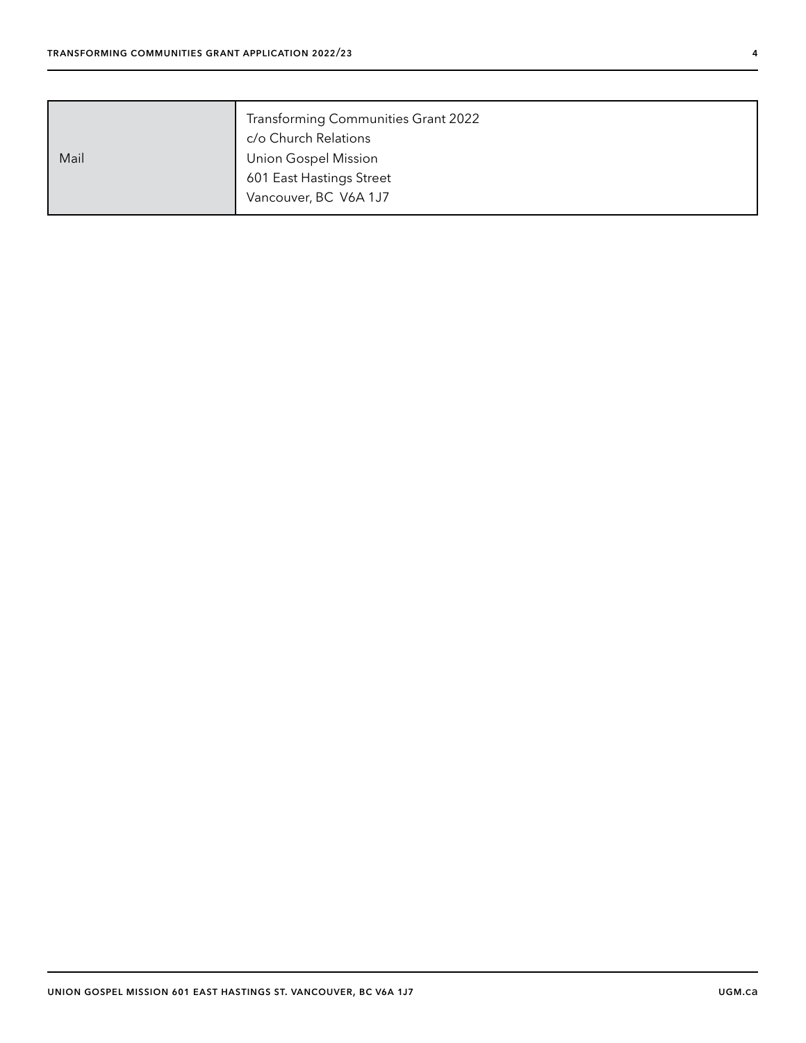| Mail | Transforming Communities Grant 2022<br>c/o Church Relations<br>Union Gospel Mission<br>601 East Hastings Street<br>Vancouver, BC V6A 1J7 |
|---|---|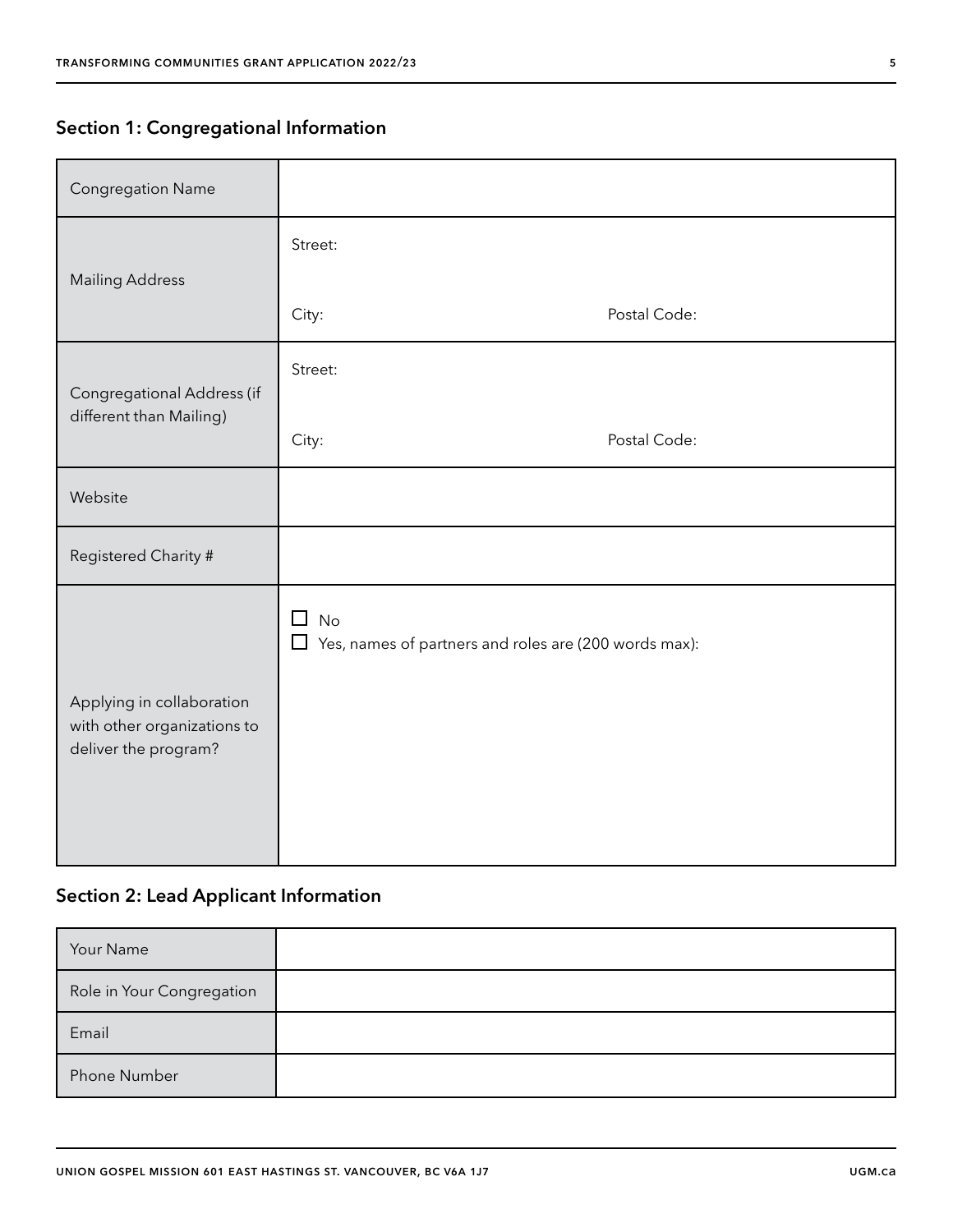## Section 1: Congregational Information

| | |
|---|---|
| Congregation Name | |
| Mailing Address | Street:<br><br>City: Postal Code: |
| Congregational Address (if different than Mailing) | Street:<br><br>City: Postal Code: |
| Website | |
| Registered Charity # | |
| Applying in collaboration with other organizations to deliver the program? | ☐ No<br>☐ Yes, names of partners and roles are (200 words max): |

## Section 2: Lead Applicant Information

| | |
|---|---|
| Your Name | |
| Role in Your Congregation | |
| Email | |
| Phone Number | |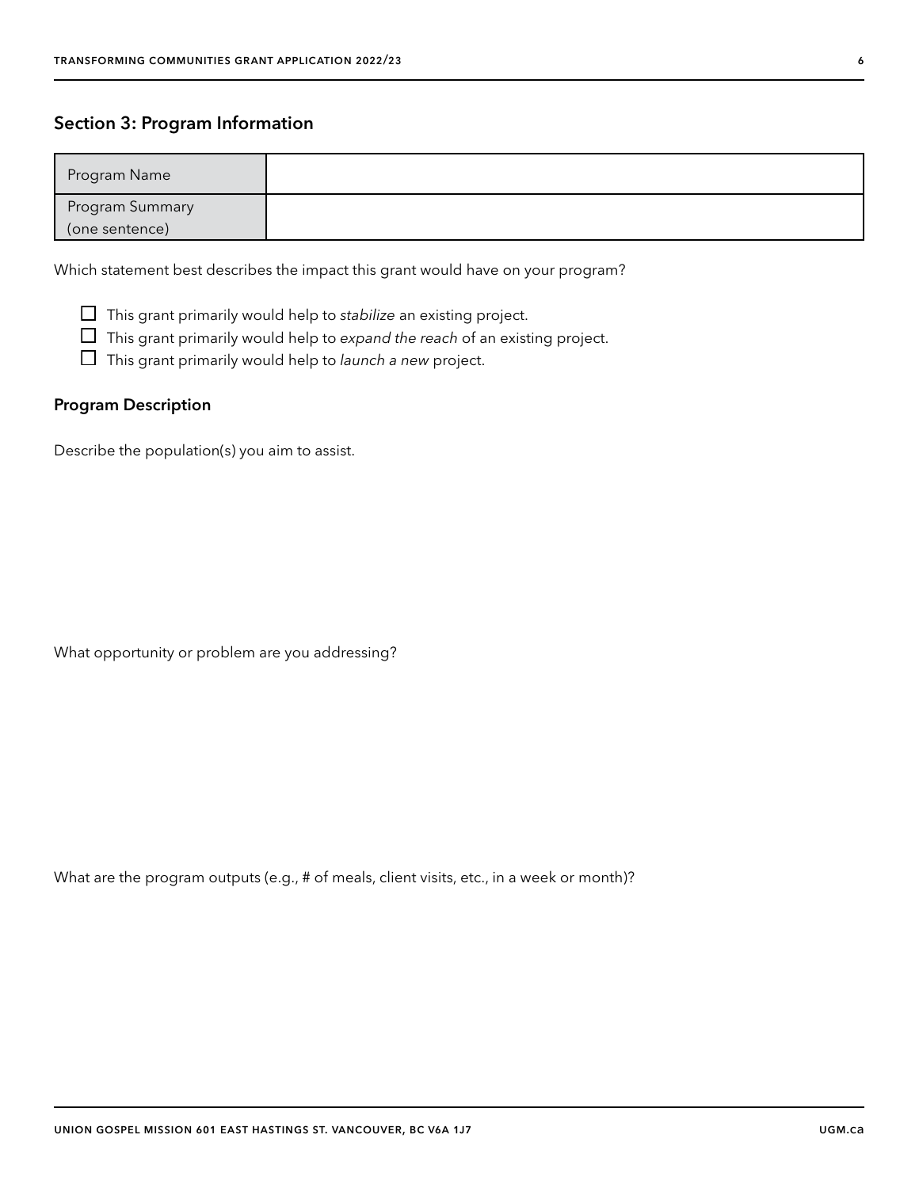## Section 3: Program Information

| Program Name | |
|---|---|
| Program Summary (one sentence) | |

Which statement best describes the impact this grant would have on your program?

- ☐ This grant primarily would help to *stabilize* an existing project.
- ☐ This grant primarily would help to *expand the reach* of an existing project.
- ☐ This grant primarily would help to *launch a new* project.

### Program Description

Describe the population(s) you aim to assist.

What opportunity or problem are you addressing?

What are the program outputs (e.g., # of meals, client visits, etc., in a week or month)?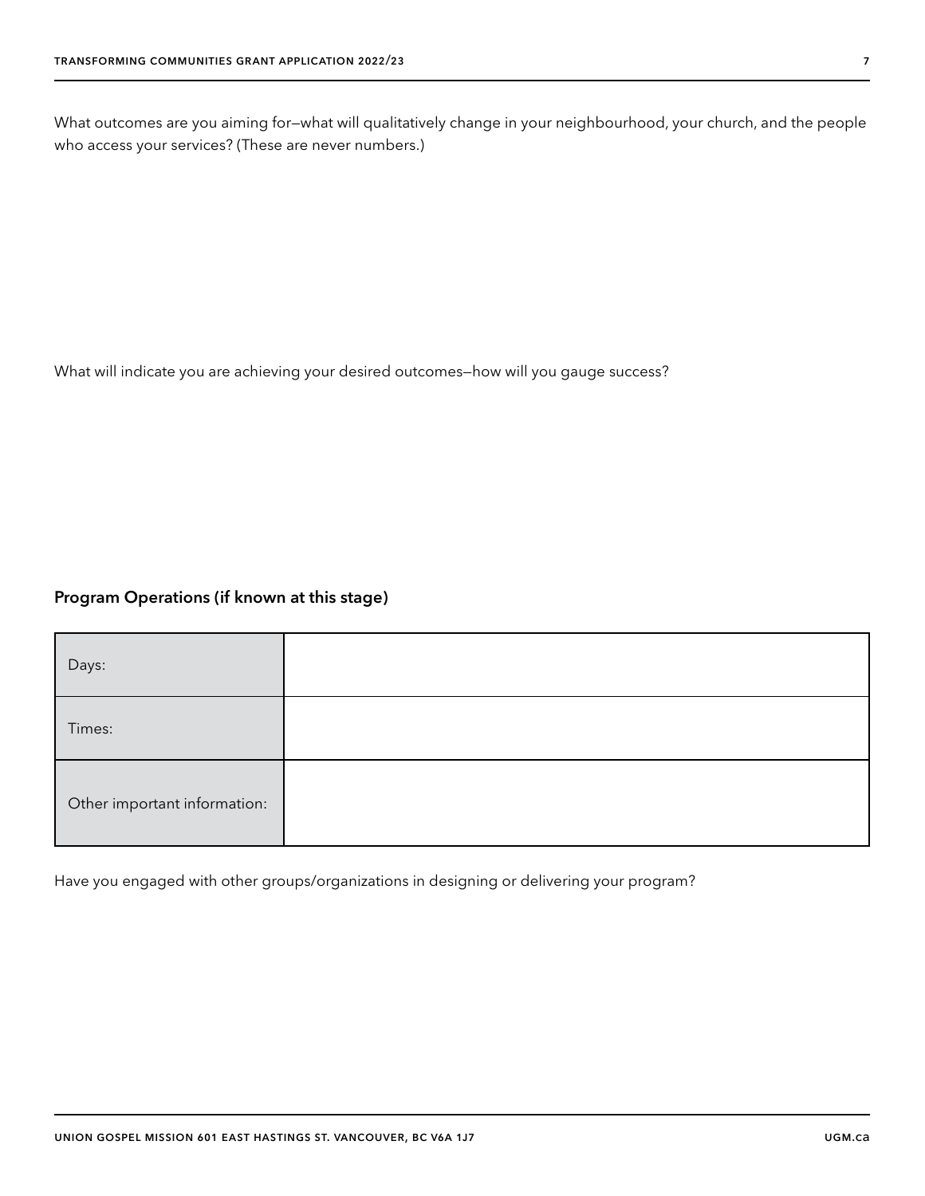What outcomes are you aiming for—what will qualitatively change in your neighbourhood, your church, and the people who access your services? (These are never numbers.)

What will indicate you are achieving your desired outcomes—how will you gauge success?

### Program Operations (if known at this stage)

| | |
|---|---|
| Days: | |
| Times: | |
| Other important information: | |

Have you engaged with other groups/organizations in designing or delivering your program?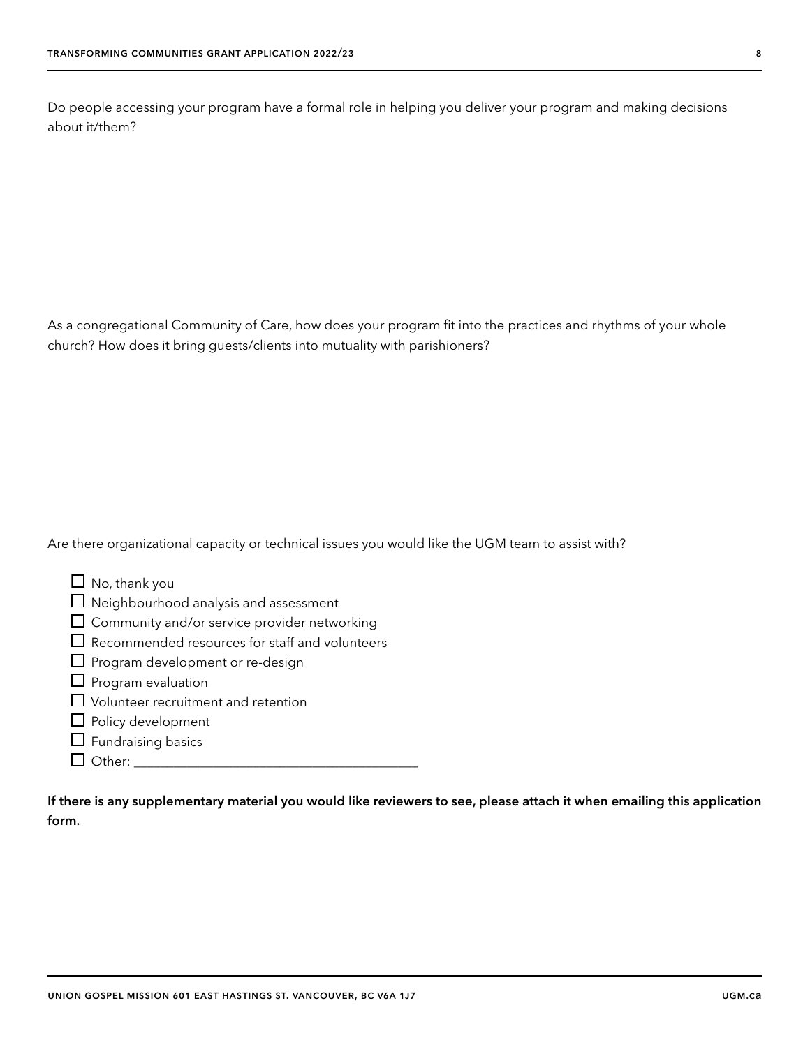Do people accessing your program have a formal role in helping you deliver your program and making decisions about it/them?

As a congregational Community of Care, how does your program fit into the practices and rhythms of your whole church? How does it bring guests/clients into mutuality with parishioners?

Are there organizational capacity or technical issues you would like the UGM team to assist with?

- ☐ No, thank you
- ☐ Neighbourhood analysis and assessment
- ☐ Community and/or service provider networking
- ☐ Recommended resources for staff and volunteers
- ☐ Program development or re-design
- ☐ Program evaluation
- ☐ Volunteer recruitment and retention
- ☐ Policy development
- ☐ Fundraising basics
- ☐ Other: ________________________________________

**If there is any supplementary material you would like reviewers to see, please attach it when emailing this application form.**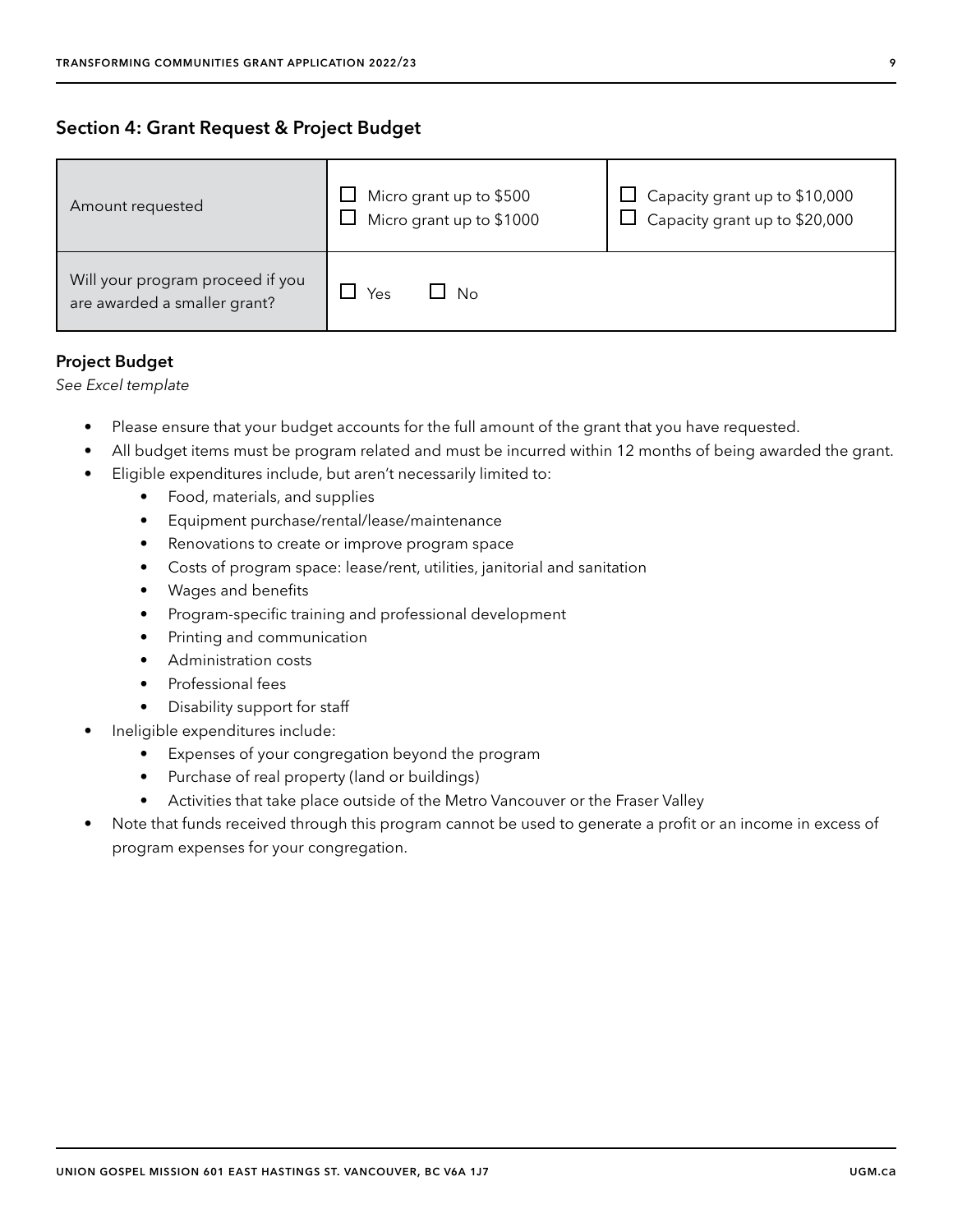## Section 4: Grant Request & Project Budget

| Amount requested | ☐ Micro grant up to $500<br>☐ Micro grant up to $1000 | ☐ Capacity grant up to $10,000<br>☐ Capacity grant up to $20,000 |
|---|---|---|
| Will your program proceed if you are awarded a smaller grant? | ☐ Yes ☐ No | |

### Project Budget

*See Excel template*

- Please ensure that your budget accounts for the full amount of the grant that you have requested.
- All budget items must be program related and must be incurred within 12 months of being awarded the grant.
- Eligible expenditures include, but aren't necessarily limited to:
  - Food, materials, and supplies
  - Equipment purchase/rental/lease/maintenance
  - Renovations to create or improve program space
  - Costs of program space: lease/rent, utilities, janitorial and sanitation
  - Wages and benefits
  - Program-specific training and professional development
  - Printing and communication
  - Administration costs
  - Professional fees
  - Disability support for staff
- Ineligible expenditures include:
  - Expenses of your congregation beyond the program
  - Purchase of real property (land or buildings)
  - Activities that take place outside of the Metro Vancouver or the Fraser Valley
- Note that funds received through this program cannot be used to generate a profit or an income in excess of program expenses for your congregation.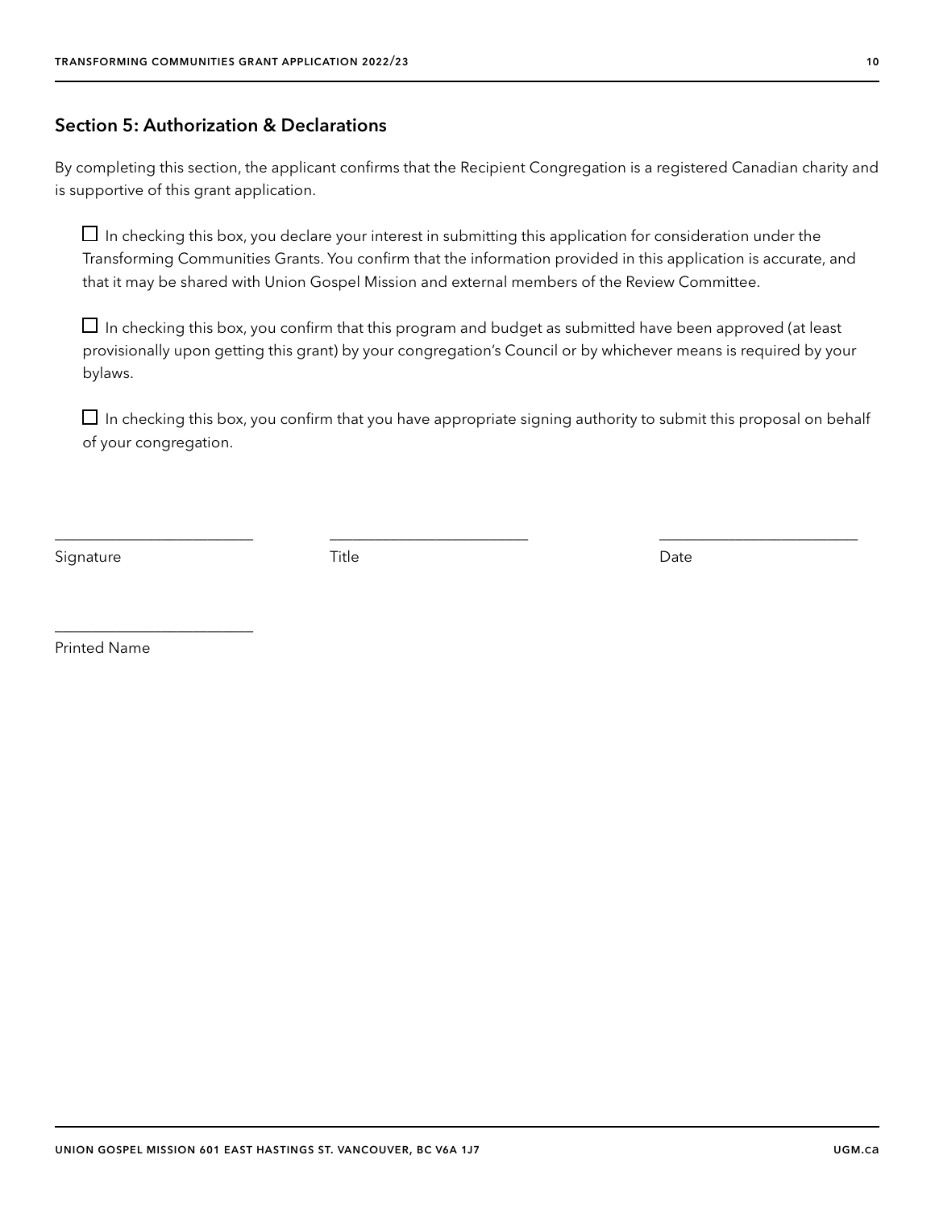## Section 5: Authorization & Declarations

By completing this section, the applicant confirms that the Recipient Congregation is a registered Canadian charity and is supportive of this grant application.

☐ In checking this box, you declare your interest in submitting this application for consideration under the Transforming Communities Grants. You confirm that the information provided in this application is accurate, and that it may be shared with Union Gospel Mission and external members of the Review Committee.

☐ In checking this box, you confirm that this program and budget as submitted have been approved (at least provisionally upon getting this grant) by your congregation's Council or by whichever means is required by your bylaws.

☐ In checking this box, you confirm that you have appropriate signing authority to submit this proposal on behalf of your congregation.

_________________________ _________________________ _________________________

Signature Title Date

_________________________

Printed Name